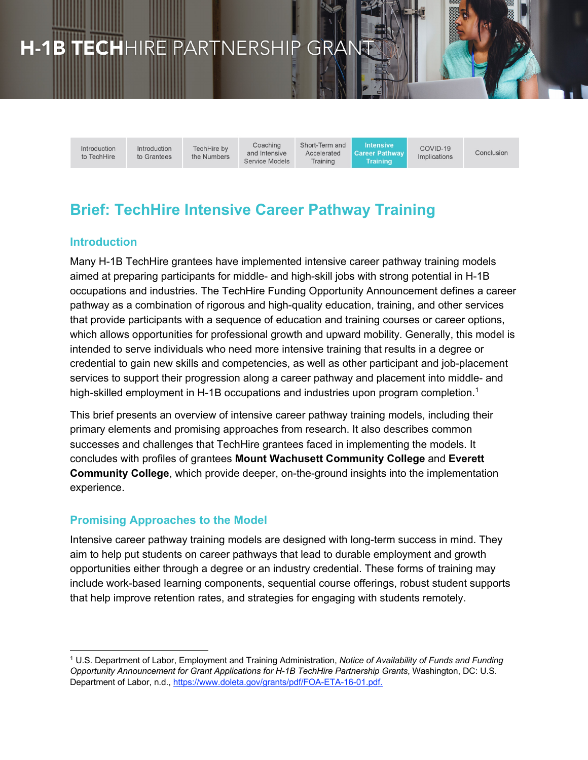H-1B TECHHIRE PARTNERSHIP GRANT

| Introduction to TechHire | Introduction to Grantees | TechHire by the Numbers | Coaching and Intensive Service Models | Short-Term and Accelerated Training | Intensive Career Pathway Training | COVID-19 Implications | Conclusion |
|---|---|---|---|---|---|---|---|

# Brief: TechHire Intensive Career Pathway Training

## Introduction

Many H-1B TechHire grantees have implemented intensive career pathway training models aimed at preparing participants for middle- and high-skill jobs with strong potential in H-1B occupations and industries. The TechHire Funding Opportunity Announcement defines a career pathway as a combination of rigorous and high-quality education, training, and other services that provide participants with a sequence of education and training courses or career options, which allows opportunities for professional growth and upward mobility. Generally, this model is intended to serve individuals who need more intensive training that results in a degree or credential to gain new skills and competencies, as well as other participant and job-placement services to support their progression along a career pathway and placement into middle- and high-skilled employment in H-1B occupations and industries upon program completion.[1]

This brief presents an overview of intensive career pathway training models, including their primary elements and promising approaches from research. It also describes common successes and challenges that TechHire grantees faced in implementing the models. It concludes with profiles of grantees **Mount Wachusett Community College** and **Everett Community College**, which provide deeper, on-the-ground insights into the implementation experience.

## Promising Approaches to the Model

Intensive career pathway training models are designed with long-term success in mind. They aim to help put students on career pathways that lead to durable employment and growth opportunities either through a degree or an industry credential. These forms of training may include work-based learning components, sequential course offerings, robust student supports that help improve retention rates, and strategies for engaging with students remotely.

---

[1] U.S. Department of Labor, Employment and Training Administration, *Notice of Availability of Funds and Funding Opportunity Announcement for Grant Applications for H-1B TechHire Partnership Grants*, Washington, DC: U.S. Department of Labor, n.d., https://www.doleta.gov/grants/pdf/FOA-ETA-16-01.pdf.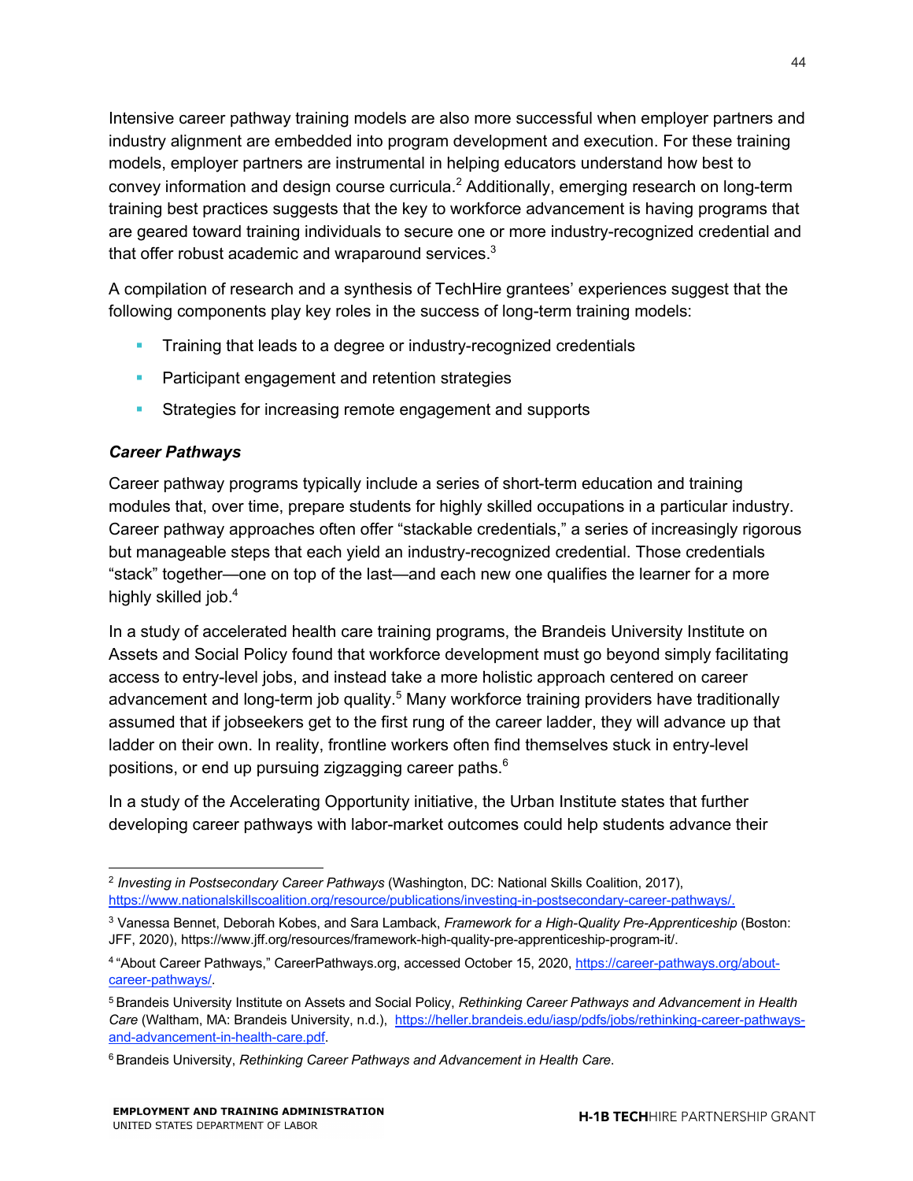Intensive career pathway training models are also more successful when employer partners and industry alignment are embedded into program development and execution. For these training models, employer partners are instrumental in helping educators understand how best to convey information and design course curricula.[2] Additionally, emerging research on long-term training best practices suggests that the key to workforce advancement is having programs that are geared toward training individuals to secure one or more industry-recognized credential and that offer robust academic and wraparound services.[3]

A compilation of research and a synthesis of TechHire grantees' experiences suggest that the following components play key roles in the success of long-term training models:

- Training that leads to a degree or industry-recognized credentials
- Participant engagement and retention strategies
- Strategies for increasing remote engagement and supports

***Career Pathways***

Career pathway programs typically include a series of short-term education and training modules that, over time, prepare students for highly skilled occupations in a particular industry. Career pathway approaches often offer "stackable credentials," a series of increasingly rigorous but manageable steps that each yield an industry-recognized credential. Those credentials "stack" together—one on top of the last—and each new one qualifies the learner for a more highly skilled job.[4]

In a study of accelerated health care training programs, the Brandeis University Institute on Assets and Social Policy found that workforce development must go beyond simply facilitating access to entry-level jobs, and instead take a more holistic approach centered on career advancement and long-term job quality.[5] Many workforce training providers have traditionally assumed that if jobseekers get to the first rung of the career ladder, they will advance up that ladder on their own. In reality, frontline workers often find themselves stuck in entry-level positions, or end up pursuing zigzagging career paths.[6]

In a study of the Accelerating Opportunity initiative, the Urban Institute states that further developing career pathways with labor-market outcomes could help students advance their

---

[2] *Investing in Postsecondary Career Pathways* (Washington, DC: National Skills Coalition, 2017), https://www.nationalskillscoalition.org/resource/publications/investing-in-postsecondary-career-pathways/.

[3] Vanessa Bennet, Deborah Kobes, and Sara Lamback, *Framework for a High-Quality Pre-Apprenticeship* (Boston: JFF, 2020), https://www.jff.org/resources/framework-high-quality-pre-apprenticeship-program-it/.

[4] "About Career Pathways," CareerPathways.org, accessed October 15, 2020, https://career-pathways.org/about-career-pathways/.

[5] Brandeis University Institute on Assets and Social Policy, *Rethinking Career Pathways and Advancement in Health Care* (Waltham, MA: Brandeis University, n.d.), https://heller.brandeis.edu/iasp/pdfs/jobs/rethinking-career-pathways-and-advancement-in-health-care.pdf.

[6] Brandeis University, *Rethinking Career Pathways and Advancement in Health Care*.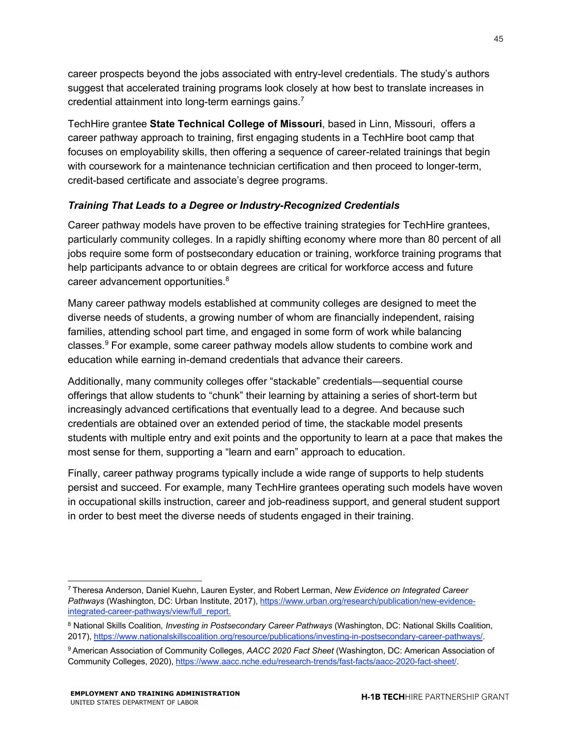career prospects beyond the jobs associated with entry-level credentials. The study's authors suggest that accelerated training programs look closely at how best to translate increases in credential attainment into long-term earnings gains.[7]

TechHire grantee **State Technical College of Missouri**, based in Linn, Missouri, offers a career pathway approach to training, first engaging students in a TechHire boot camp that focuses on employability skills, then offering a sequence of career-related trainings that begin with coursework for a maintenance technician certification and then proceed to longer-term, credit-based certificate and associate's degree programs.

***Training That Leads to a Degree or Industry-Recognized Credentials***

Career pathway models have proven to be effective training strategies for TechHire grantees, particularly community colleges. In a rapidly shifting economy where more than 80 percent of all jobs require some form of postsecondary education or training, workforce training programs that help participants advance to or obtain degrees are critical for workforce access and future career advancement opportunities.[8]

Many career pathway models established at community colleges are designed to meet the diverse needs of students, a growing number of whom are financially independent, raising families, attending school part time, and engaged in some form of work while balancing classes.[9] For example, some career pathway models allow students to combine work and education while earning in-demand credentials that advance their careers.

Additionally, many community colleges offer "stackable" credentials—sequential course offerings that allow students to "chunk" their learning by attaining a series of short-term but increasingly advanced certifications that eventually lead to a degree. And because such credentials are obtained over an extended period of time, the stackable model presents students with multiple entry and exit points and the opportunity to learn at a pace that makes the most sense for them, supporting a "learn and earn" approach to education.

Finally, career pathway programs typically include a wide range of supports to help students persist and succeed. For example, many TechHire grantees operating such models have woven in occupational skills instruction, career and job-readiness support, and general student support in order to best meet the diverse needs of students engaged in their training.

---

[7] Theresa Anderson, Daniel Kuehn, Lauren Eyster, and Robert Lerman, *New Evidence on Integrated Career Pathways* (Washington, DC: Urban Institute, 2017), https://www.urban.org/research/publication/new-evidence-integrated-career-pathways/view/full_report.

[8] National Skills Coalition, *Investing in Postsecondary Career Pathways* (Washington, DC: National Skills Coalition, 2017), https://www.nationalskillscoalition.org/resource/publications/investing-in-postsecondary-career-pathways/.

[9] American Association of Community Colleges, *AACC 2020 Fact Sheet* (Washington, DC: American Association of Community Colleges, 2020), https://www.aacc.nche.edu/research-trends/fast-facts/aacc-2020-fact-sheet/.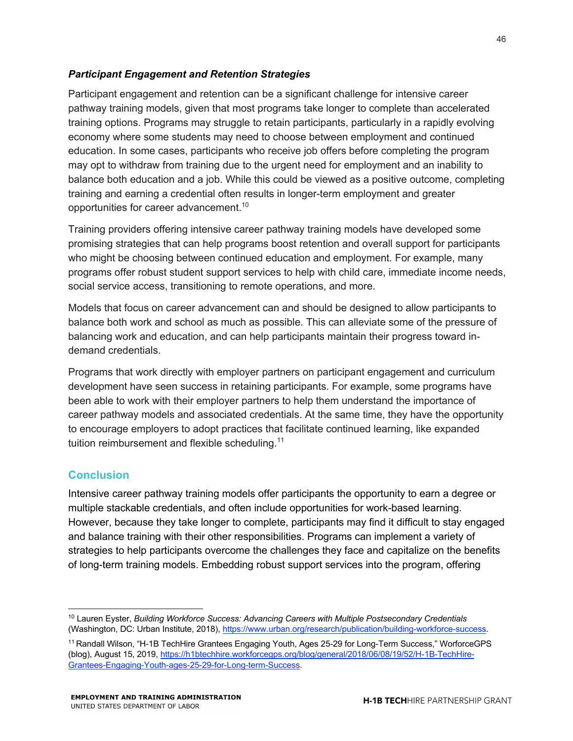### *Participant Engagement and Retention Strategies*

Participant engagement and retention can be a significant challenge for intensive career pathway training models, given that most programs take longer to complete than accelerated training options. Programs may struggle to retain participants, particularly in a rapidly evolving economy where some students may need to choose between employment and continued education. In some cases, participants who receive job offers before completing the program may opt to withdraw from training due to the urgent need for employment and an inability to balance both education and a job. While this could be viewed as a positive outcome, completing training and earning a credential often results in longer-term employment and greater opportunities for career advancement.[10]

Training providers offering intensive career pathway training models have developed some promising strategies that can help programs boost retention and overall support for participants who might be choosing between continued education and employment. For example, many programs offer robust student support services to help with child care, immediate income needs, social service access, transitioning to remote operations, and more.

Models that focus on career advancement can and should be designed to allow participants to balance both work and school as much as possible. This can alleviate some of the pressure of balancing work and education, and can help participants maintain their progress toward in-demand credentials.

Programs that work directly with employer partners on participant engagement and curriculum development have seen success in retaining participants. For example, some programs have been able to work with their employer partners to help them understand the importance of career pathway models and associated credentials. At the same time, they have the opportunity to encourage employers to adopt practices that facilitate continued learning, like expanded tuition reimbursement and flexible scheduling.[11]

## Conclusion

Intensive career pathway training models offer participants the opportunity to earn a degree or multiple stackable credentials, and often include opportunities for work-based learning. However, because they take longer to complete, participants may find it difficult to stay engaged and balance training with their other responsibilities. Programs can implement a variety of strategies to help participants overcome the challenges they face and capitalize on the benefits of long-term training models. Embedding robust support services into the program, offering

---

[10] Lauren Eyster, *Building Workforce Success: Advancing Careers with Multiple Postsecondary Credentials* (Washington, DC: Urban Institute, 2018), https://www.urban.org/research/publication/building-workforce-success.

[11] Randall Wilson, "H-1B TechHire Grantees Engaging Youth, Ages 25-29 for Long-Term Success," WorforceGPS (blog), August 15, 2019, https://h1btechhire.workforcegps.org/blog/general/2018/06/08/19/52/H-1B-TechHire-Grantees-Engaging-Youth-ages-25-29-for-Long-term-Success.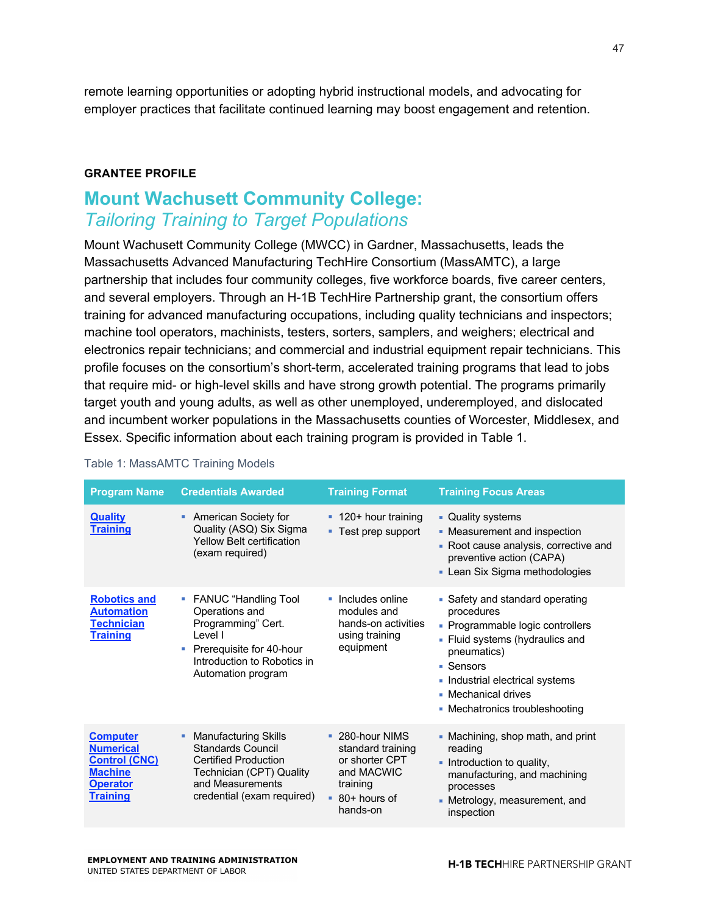remote learning opportunities or adopting hybrid instructional models, and advocating for employer practices that facilitate continued learning may boost engagement and retention.

**GRANTEE PROFILE**

## Mount Wachusett Community College: *Tailoring Training to Target Populations*

Mount Wachusett Community College (MWCC) in Gardner, Massachusetts, leads the Massachusetts Advanced Manufacturing TechHire Consortium (MassAMTC), a large partnership that includes four community colleges, five workforce boards, five career centers, and several employers. Through an H-1B TechHire Partnership grant, the consortium offers training for advanced manufacturing occupations, including quality technicians and inspectors; machine tool operators, machinists, testers, sorters, samplers, and weighers; electrical and electronics repair technicians; and commercial and industrial equipment repair technicians. This profile focuses on the consortium's short-term, accelerated training programs that lead to jobs that require mid- or high-level skills and have strong growth potential. The programs primarily target youth and young adults, as well as other unemployed, underemployed, and dislocated and incumbent worker populations in the Massachusetts counties of Worcester, Middlesex, and Essex. Specific information about each training program is provided in Table 1.

Table 1: MassAMTC Training Models

| Program Name | Credentials Awarded | Training Format | Training Focus Areas |
|---|---|---|---|
| Quality Training | ▪ American Society for Quality (ASQ) Six Sigma Yellow Belt certification (exam required) | ▪ 120+ hour training<br>▪ Test prep support | ▪ Quality systems<br>▪ Measurement and inspection<br>▪ Root cause analysis, corrective and preventive action (CAPA)<br>▪ Lean Six Sigma methodologies |
| Robotics and Automation Technician Training | ▪ FANUC "Handling Tool Operations and Programming" Cert. Level I<br>▪ Prerequisite for 40-hour Introduction to Robotics in Automation program | ▪ Includes online modules and hands-on activities using training equipment | ▪ Safety and standard operating procedures<br>▪ Programmable logic controllers<br>▪ Fluid systems (hydraulics and pneumatics)<br>▪ Sensors<br>▪ Industrial electrical systems<br>▪ Mechanical drives<br>▪ Mechatronics troubleshooting |
| Computer Numerical Control (CNC) Machine Operator Training | ▪ Manufacturing Skills Standards Council Certified Production Technician (CPT) Quality and Measurements credential (exam required) | ▪ 280-hour NIMS standard training or shorter CPT and MACWIC training<br>▪ 80+ hours of hands-on | ▪ Machining, shop math, and print reading<br>▪ Introduction to quality, manufacturing, and machining processes<br>▪ Metrology, measurement, and inspection |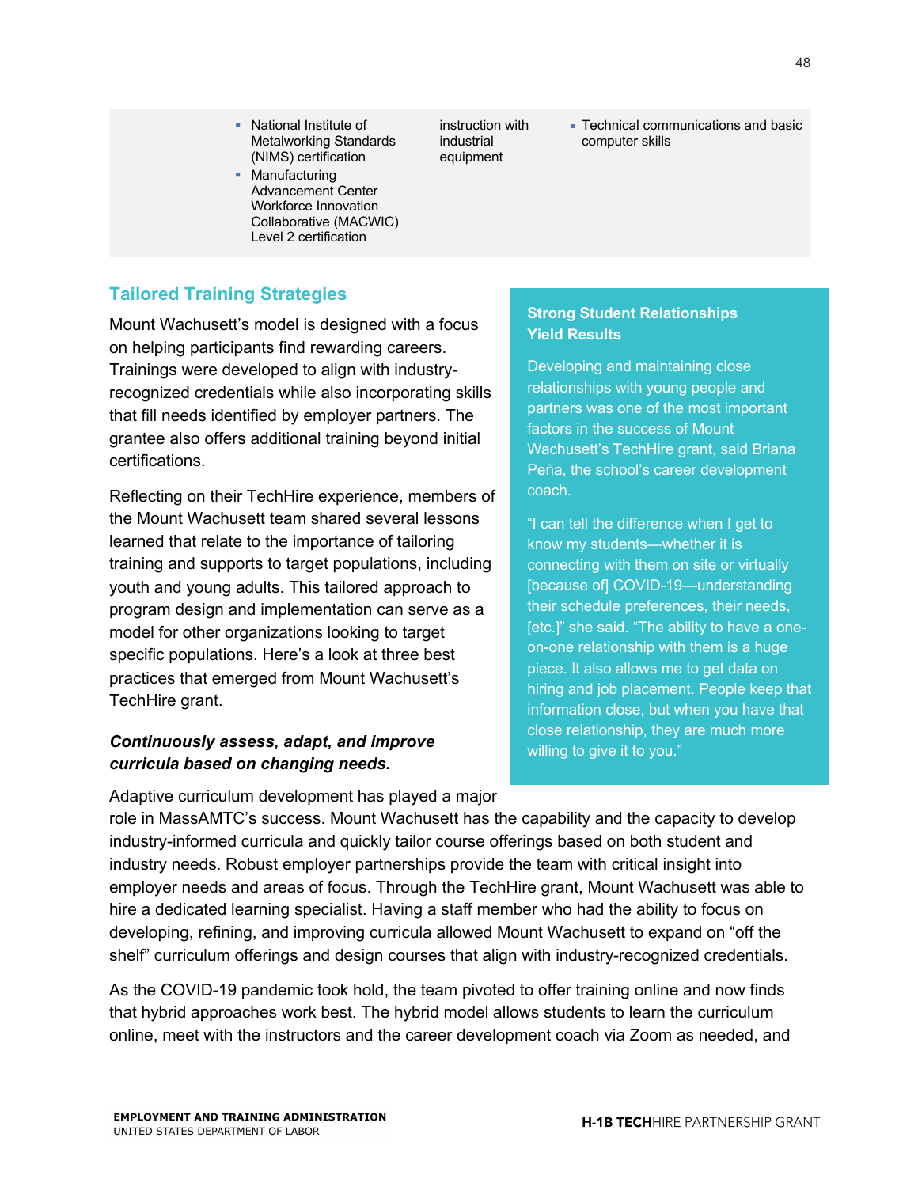| | | |
|---|---|---|
| ▪ National Institute of Metalworking Standards (NIMS) certification<br>▪ Manufacturing Advancement Center Workforce Innovation Collaborative (MACWIC) Level 2 certification | instruction with industrial equipment | ▪ Technical communications and basic computer skills |

## Tailored Training Strategies

Mount Wachusett's model is designed with a focus on helping participants find rewarding careers. Trainings were developed to align with industry-recognized credentials while also incorporating skills that fill needs identified by employer partners. The grantee also offers additional training beyond initial certifications.

Reflecting on their TechHire experience, members of the Mount Wachusett team shared several lessons learned that relate to the importance of tailoring training and supports to target populations, including youth and young adults. This tailored approach to program design and implementation can serve as a model for other organizations looking to target specific populations. Here's a look at three best practices that emerged from Mount Wachusett's TechHire grant.

**Strong Student Relationships Yield Results**

Developing and maintaining close relationships with young people and partners was one of the most important factors in the success of Mount Wachusett's TechHire grant, said Briana Peña, the school's career development coach.

"I can tell the difference when I get to know my students—whether it is connecting with them on site or virtually [because of] COVID-19—understanding their schedule preferences, their needs, [etc.]" she said. "The ability to have a one-on-one relationship with them is a huge piece. It also allows me to get data on hiring and job placement. People keep that information close, but when you have that close relationship, they are much more willing to give it to you."

***Continuously assess, adapt, and improve curricula based on changing needs.***

Adaptive curriculum development has played a major role in MassAMTC's success. Mount Wachusett has the capability and the capacity to develop industry-informed curricula and quickly tailor course offerings based on both student and industry needs. Robust employer partnerships provide the team with critical insight into employer needs and areas of focus. Through the TechHire grant, Mount Wachusett was able to hire a dedicated learning specialist. Having a staff member who had the ability to focus on developing, refining, and improving curricula allowed Mount Wachusett to expand on "off the shelf" curriculum offerings and design courses that align with industry-recognized credentials.

As the COVID-19 pandemic took hold, the team pivoted to offer training online and now finds that hybrid approaches work best. The hybrid model allows students to learn the curriculum online, meet with the instructors and the career development coach via Zoom as needed, and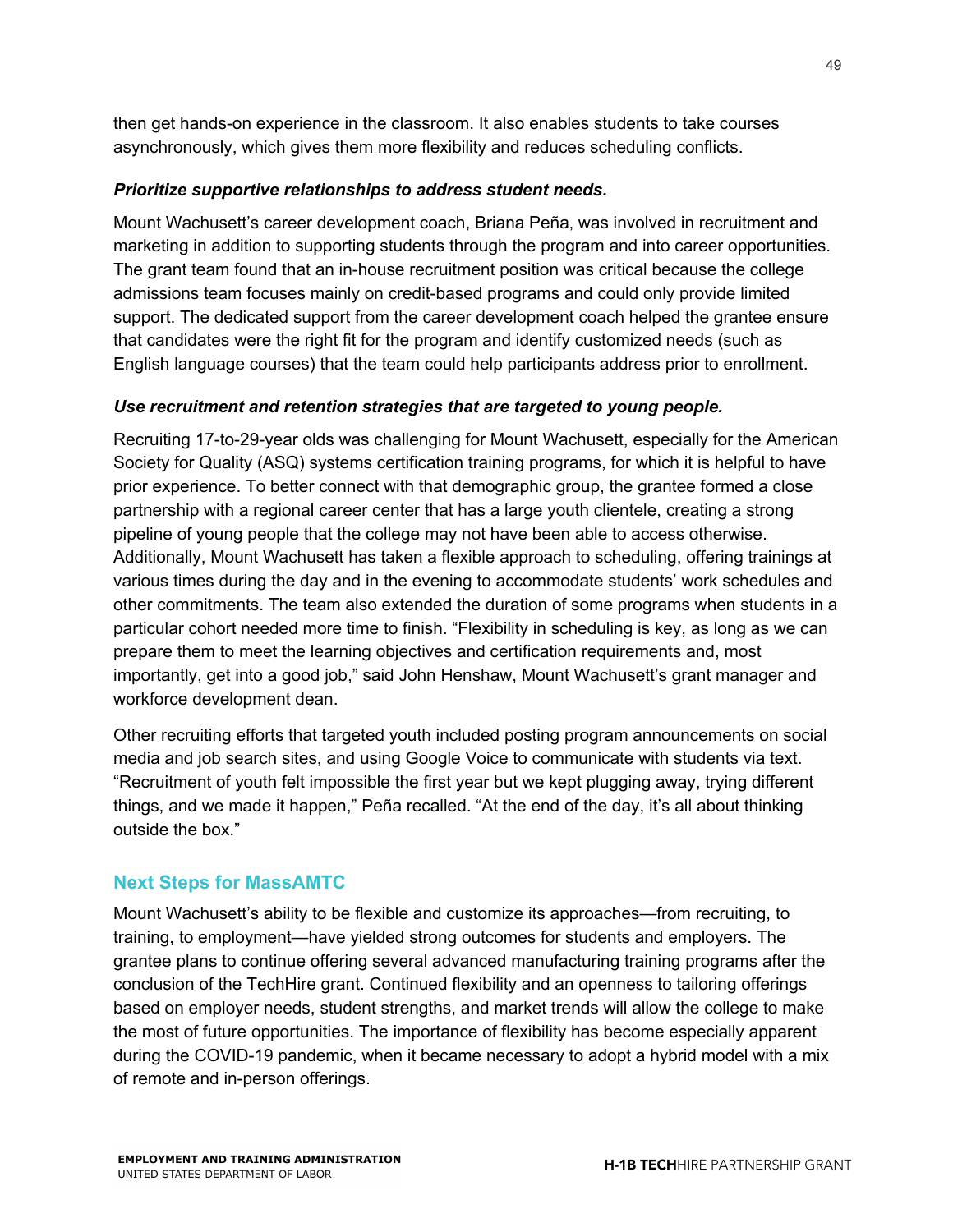then get hands-on experience in the classroom. It also enables students to take courses asynchronously, which gives them more flexibility and reduces scheduling conflicts.

***Prioritize supportive relationships to address student needs.***

Mount Wachusett's career development coach, Briana Peña, was involved in recruitment and marketing in addition to supporting students through the program and into career opportunities. The grant team found that an in-house recruitment position was critical because the college admissions team focuses mainly on credit-based programs and could only provide limited support. The dedicated support from the career development coach helped the grantee ensure that candidates were the right fit for the program and identify customized needs (such as English language courses) that the team could help participants address prior to enrollment.

***Use recruitment and retention strategies that are targeted to young people.***

Recruiting 17-to-29-year olds was challenging for Mount Wachusett, especially for the American Society for Quality (ASQ) systems certification training programs, for which it is helpful to have prior experience. To better connect with that demographic group, the grantee formed a close partnership with a regional career center that has a large youth clientele, creating a strong pipeline of young people that the college may not have been able to access otherwise. Additionally, Mount Wachusett has taken a flexible approach to scheduling, offering trainings at various times during the day and in the evening to accommodate students' work schedules and other commitments. The team also extended the duration of some programs when students in a particular cohort needed more time to finish. "Flexibility in scheduling is key, as long as we can prepare them to meet the learning objectives and certification requirements and, most importantly, get into a good job," said John Henshaw, Mount Wachusett's grant manager and workforce development dean.

Other recruiting efforts that targeted youth included posting program announcements on social media and job search sites, and using Google Voice to communicate with students via text. "Recruitment of youth felt impossible the first year but we kept plugging away, trying different things, and we made it happen," Peña recalled. "At the end of the day, it's all about thinking outside the box."

## Next Steps for MassAMTC

Mount Wachusett's ability to be flexible and customize its approaches—from recruiting, to training, to employment—have yielded strong outcomes for students and employers. The grantee plans to continue offering several advanced manufacturing training programs after the conclusion of the TechHire grant. Continued flexibility and an openness to tailoring offerings based on employer needs, student strengths, and market trends will allow the college to make the most of future opportunities. The importance of flexibility has become especially apparent during the COVID-19 pandemic, when it became necessary to adopt a hybrid model with a mix of remote and in-person offerings.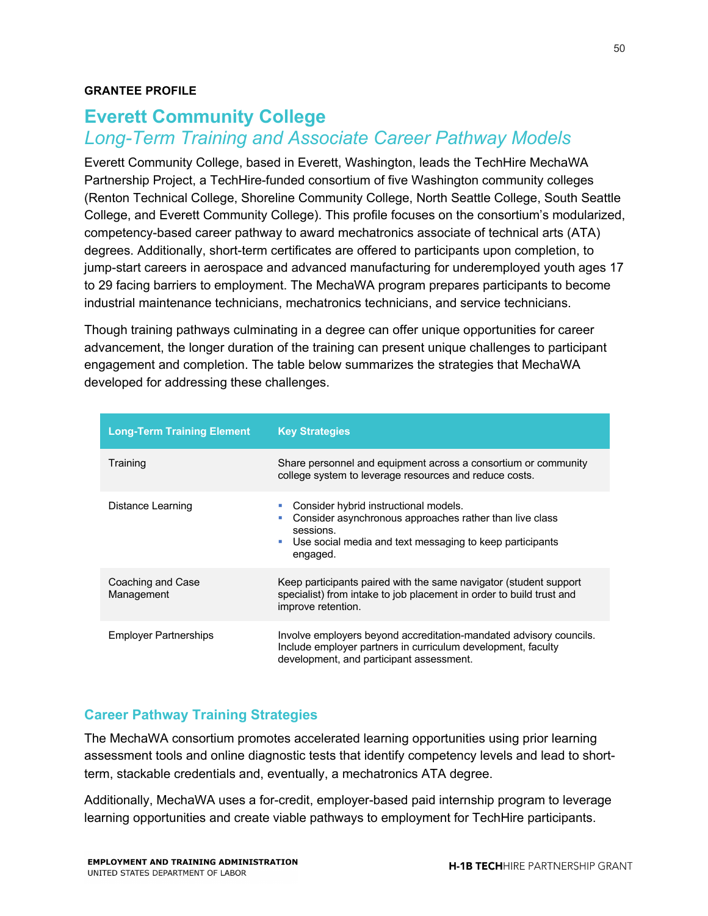**GRANTEE PROFILE**

# Everett Community College

## *Long-Term Training and Associate Career Pathway Models*

Everett Community College, based in Everett, Washington, leads the TechHire MechaWA Partnership Project, a TechHire-funded consortium of five Washington community colleges (Renton Technical College, Shoreline Community College, North Seattle College, South Seattle College, and Everett Community College). This profile focuses on the consortium's modularized, competency-based career pathway to award mechatronics associate of technical arts (ATA) degrees. Additionally, short-term certificates are offered to participants upon completion, to jump-start careers in aerospace and advanced manufacturing for underemployed youth ages 17 to 29 facing barriers to employment. The MechaWA program prepares participants to become industrial maintenance technicians, mechatronics technicians, and service technicians.

Though training pathways culminating in a degree can offer unique opportunities for career advancement, the longer duration of the training can present unique challenges to participant engagement and completion. The table below summarizes the strategies that MechaWA developed for addressing these challenges.

| Long-Term Training Element | Key Strategies |
|---|---|
| Training | Share personnel and equipment across a consortium or community college system to leverage resources and reduce costs. |
| Distance Learning | ▪ Consider hybrid instructional models.<br>▪ Consider asynchronous approaches rather than live class sessions.<br>▪ Use social media and text messaging to keep participants engaged. |
| Coaching and Case Management | Keep participants paired with the same navigator (student support specialist) from intake to job placement in order to build trust and improve retention. |
| Employer Partnerships | Involve employers beyond accreditation-mandated advisory councils. Include employer partners in curriculum development, faculty development, and participant assessment. |

### Career Pathway Training Strategies

The MechaWA consortium promotes accelerated learning opportunities using prior learning assessment tools and online diagnostic tests that identify competency levels and lead to short-term, stackable credentials and, eventually, a mechatronics ATA degree.

Additionally, MechaWA uses a for-credit, employer-based paid internship program to leverage learning opportunities and create viable pathways to employment for TechHire participants.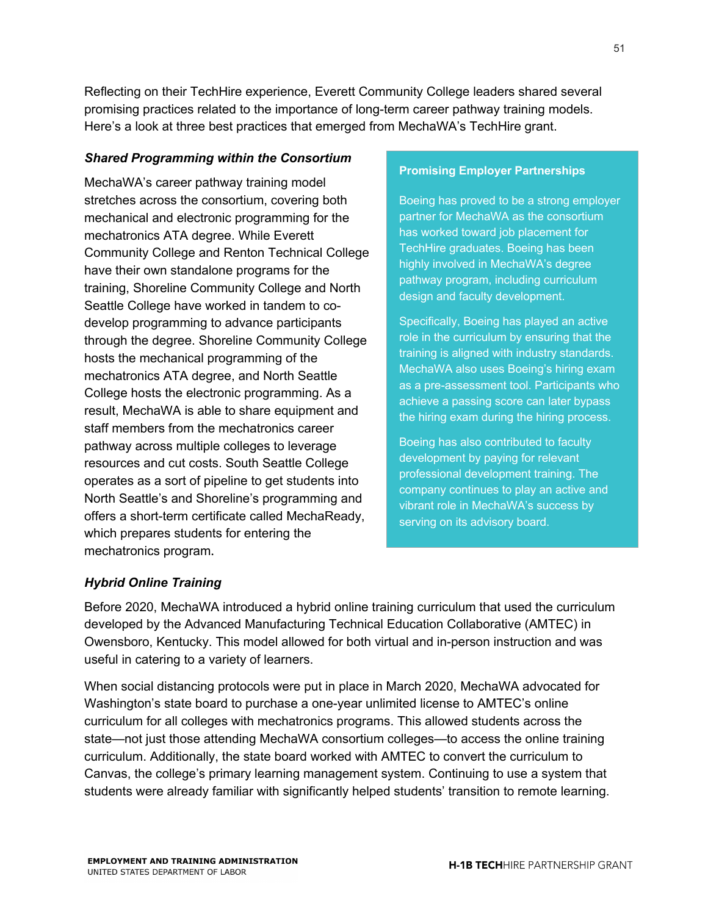Reflecting on their TechHire experience, Everett Community College leaders shared several promising practices related to the importance of long-term career pathway training models. Here's a look at three best practices that emerged from MechaWA's TechHire grant.

***Shared Programming within the Consortium***

MechaWA's career pathway training model stretches across the consortium, covering both mechanical and electronic programming for the mechatronics ATA degree. While Everett Community College and Renton Technical College have their own standalone programs for the training, Shoreline Community College and North Seattle College have worked in tandem to co-develop programming to advance participants through the degree. Shoreline Community College hosts the mechanical programming of the mechatronics ATA degree, and North Seattle College hosts the electronic programming. As a result, MechaWA is able to share equipment and staff members from the mechatronics career pathway across multiple colleges to leverage resources and cut costs. South Seattle College operates as a sort of pipeline to get students into North Seattle's and Shoreline's programming and offers a short-term certificate called MechaReady, which prepares students for entering the mechatronics program.

**Promising Employer Partnerships**

Boeing has proved to be a strong employer partner for MechaWA as the consortium has worked toward job placement for TechHire graduates. Boeing has been highly involved in MechaWA's degree pathway program, including curriculum design and faculty development.

Specifically, Boeing has played an active role in the curriculum by ensuring that the training is aligned with industry standards. MechaWA also uses Boeing's hiring exam as a pre-assessment tool. Participants who achieve a passing score can later bypass the hiring exam during the hiring process.

Boeing has also contributed to faculty development by paying for relevant professional development training. The company continues to play an active and vibrant role in MechaWA's success by serving on its advisory board.

***Hybrid Online Training***

Before 2020, MechaWA introduced a hybrid online training curriculum that used the curriculum developed by the Advanced Manufacturing Technical Education Collaborative (AMTEC) in Owensboro, Kentucky. This model allowed for both virtual and in-person instruction and was useful in catering to a variety of learners.

When social distancing protocols were put in place in March 2020, MechaWA advocated for Washington's state board to purchase a one-year unlimited license to AMTEC's online curriculum for all colleges with mechatronics programs. This allowed students across the state—not just those attending MechaWA consortium colleges—to access the online training curriculum. Additionally, the state board worked with AMTEC to convert the curriculum to Canvas, the college's primary learning management system. Continuing to use a system that students were already familiar with significantly helped students' transition to remote learning.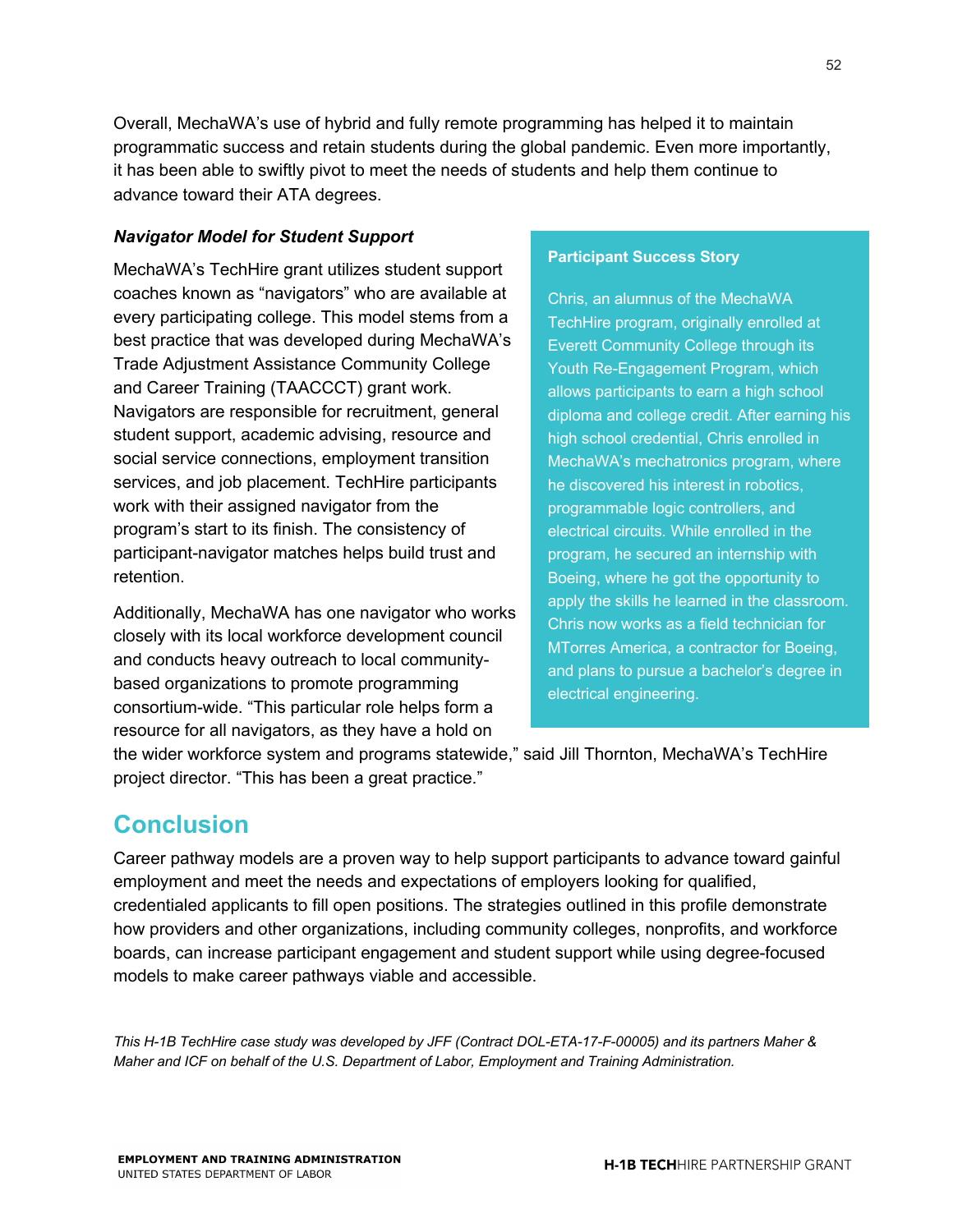Overall, MechaWA's use of hybrid and fully remote programming has helped it to maintain programmatic success and retain students during the global pandemic. Even more importantly, it has been able to swiftly pivot to meet the needs of students and help them continue to advance toward their ATA degrees.

### *Navigator Model for Student Support*

MechaWA's TechHire grant utilizes student support coaches known as "navigators" who are available at every participating college. This model stems from a best practice that was developed during MechaWA's Trade Adjustment Assistance Community College and Career Training (TAACCCT) grant work. Navigators are responsible for recruitment, general student support, academic advising, resource and social service connections, employment transition services, and job placement. TechHire participants work with their assigned navigator from the program's start to its finish. The consistency of participant-navigator matches helps build trust and retention.

Additionally, MechaWA has one navigator who works closely with its local workforce development council and conducts heavy outreach to local community-based organizations to promote programming consortium-wide. "This particular role helps form a resource for all navigators, as they have a hold on the wider workforce system and programs statewide," said Jill Thornton, MechaWA's TechHire project director. "This has been a great practice."

**Participant Success Story**

Chris, an alumnus of the MechaWA TechHire program, originally enrolled at Everett Community College through its Youth Re-Engagement Program, which allows participants to earn a high school diploma and college credit. After earning his high school credential, Chris enrolled in MechaWA's mechatronics program, where he discovered his interest in robotics, programmable logic controllers, and electrical circuits. While enrolled in the program, he secured an internship with Boeing, where he got the opportunity to apply the skills he learned in the classroom. Chris now works as a field technician for MTorres America, a contractor for Boeing, and plans to pursue a bachelor's degree in electrical engineering.

## Conclusion

Career pathway models are a proven way to help support participants to advance toward gainful employment and meet the needs and expectations of employers looking for qualified, credentialed applicants to fill open positions. The strategies outlined in this profile demonstrate how providers and other organizations, including community colleges, nonprofits, and workforce boards, can increase participant engagement and student support while using degree-focused models to make career pathways viable and accessible.

*This H-1B TechHire case study was developed by JFF (Contract DOL-ETA-17-F-00005) and its partners Maher & Maher and ICF on behalf of the U.S. Department of Labor, Employment and Training Administration.*